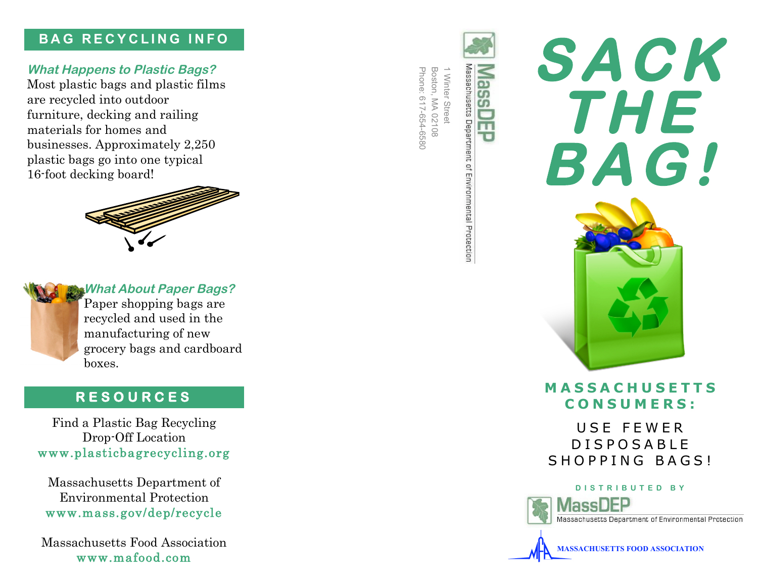## BAG RECYCLING INFO

***What Happens to Plastic Bags?***

Most plastic bags and plastic films are recycled into outdoor furniture, decking and railing materials for homes and businesses. Approximately 2,250 plastic bags go into one typical 16-foot decking board!

***What About Paper Bags?***

Paper shopping bags are recycled and used in the manufacturing of new grocery bags and cardboard boxes.

## RESOURCES

Find a Plastic Bag Recycling Drop-Off Location
www.plasticbagrecycling.org

Massachusetts Department of Environmental Protection
www.mass.gov/dep/recycle

Massachusetts Food Association
www.mafood.com

MassDEP
Massachusetts Department of Environmental Protection
1 Winter Street
Boston, MA 02108
Phone: 617-654-6580

# SACK THE BAG!

**MASSACHUSETTS CONSUMERS:**

USE FEWER DISPOSABLE SHOPPING BAGS!

DISTRIBUTED BY

MassDEP
Massachusetts Department of Environmental Protection

MASSACHUSETTS FOOD ASSOCIATION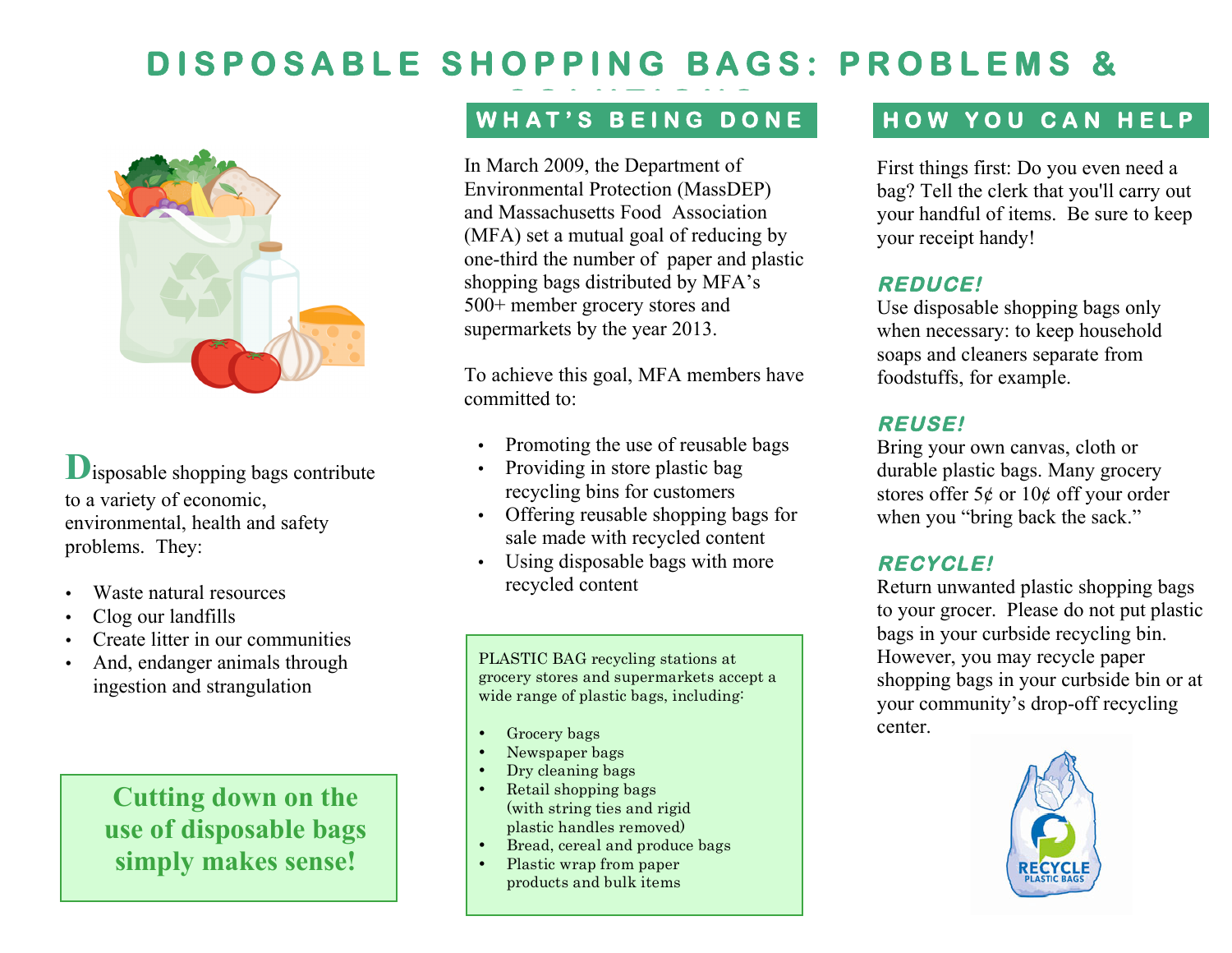# DISPOSABLE SHOPPING BAGS: PROBLEMS & SOLUTIONS

Disposable shopping bags contribute to a variety of economic, environmental, health and safety problems. They:

- Waste natural resources
- Clog our landfills
- Create litter in our communities
- And, endanger animals through ingestion and strangulation

**Cutting down on the use of disposable bags simply makes sense!**

## WHAT'S BEING DONE

In March 2009, the Department of Environmental Protection (MassDEP) and Massachusetts Food Association (MFA) set a mutual goal of reducing by one-third the number of paper and plastic shopping bags distributed by MFA's 500+ member grocery stores and supermarkets by the year 2013.

To achieve this goal, MFA members have committed to:

- Promoting the use of reusable bags
- Providing in store plastic bag recycling bins for customers
- Offering reusable shopping bags for sale made with recycled content
- Using disposable bags with more recycled content

PLASTIC BAG recycling stations at grocery stores and supermarkets accept a wide range of plastic bags, including:

- Grocery bags
- Newspaper bags
- Dry cleaning bags
- Retail shopping bags (with string ties and rigid plastic handles removed)
- Bread, cereal and produce bags
- Plastic wrap from paper products and bulk items

## HOW YOU CAN HELP

First things first: Do you even need a bag? Tell the clerk that you'll carry out your handful of items. Be sure to keep your receipt handy!

### *REDUCE!*

Use disposable shopping bags only when necessary: to keep household soaps and cleaners separate from foodstuffs, for example.

### *REUSE!*

Bring your own canvas, cloth or durable plastic bags. Many grocery stores offer 5¢ or 10¢ off your order when you "bring back the sack."

### *RECYCLE!*

Return unwanted plastic shopping bags to your grocer. Please do not put plastic bags in your curbside recycling bin. However, you may recycle paper shopping bags in your curbside bin or at your community's drop-off recycling center.